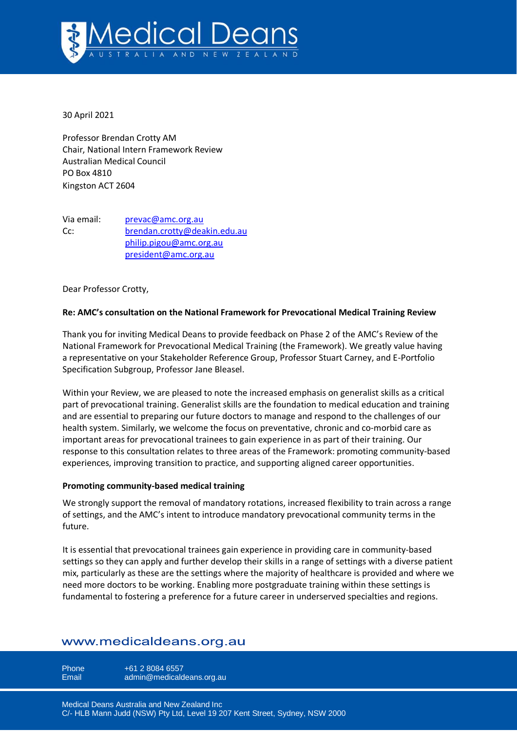30 April 2021

Professor Brendan Crotty AM
Chair, National Intern Framework Review
Australian Medical Council
PO Box 4810
Kingston ACT 2604

Via email: prevac@amc.org.au
Cc: brendan.crotty@deakin.edu.au
philip.pigou@amc.org.au
president@amc.org.au

Dear Professor Crotty,

**Re: AMC's consultation on the National Framework for Prevocational Medical Training Review**

Thank you for inviting Medical Deans to provide feedback on Phase 2 of the AMC's Review of the National Framework for Prevocational Medical Training (the Framework). We greatly value having a representative on your Stakeholder Reference Group, Professor Stuart Carney, and E-Portfolio Specification Subgroup, Professor Jane Bleasel.

Within your Review, we are pleased to note the increased emphasis on generalist skills as a critical part of prevocational training. Generalist skills are the foundation to medical education and training and are essential to preparing our future doctors to manage and respond to the challenges of our health system. Similarly, we welcome the focus on preventative, chronic and co-morbid care as important areas for prevocational trainees to gain experience in as part of their training. Our response to this consultation relates to three areas of the Framework: promoting community-based experiences, improving transition to practice, and supporting aligned career opportunities.

**Promoting community-based medical training**

We strongly support the removal of mandatory rotations, increased flexibility to train across a range of settings, and the AMC's intent to introduce mandatory prevocational community terms in the future.

It is essential that prevocational trainees gain experience in providing care in community-based settings so they can apply and further develop their skills in a range of settings with a diverse patient mix, particularly as these are the settings where the majority of healthcare is provided and where we need more doctors to be working. Enabling more postgraduate training within these settings is fundamental to fostering a preference for a future career in underserved specialties and regions.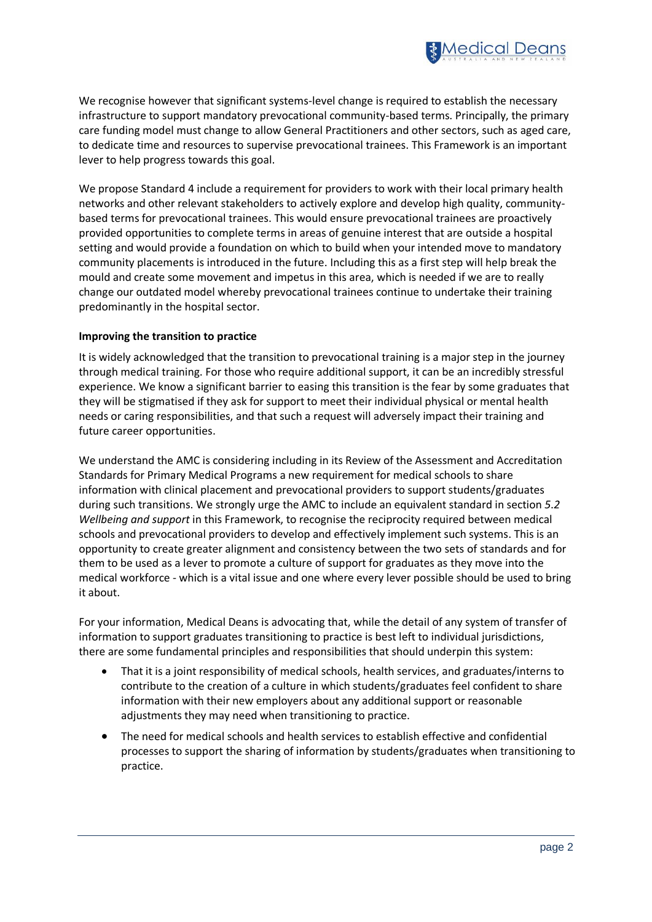We recognise however that significant systems-level change is required to establish the necessary infrastructure to support mandatory prevocational community-based terms. Principally, the primary care funding model must change to allow General Practitioners and other sectors, such as aged care, to dedicate time and resources to supervise prevocational trainees. This Framework is an important lever to help progress towards this goal.

We propose Standard 4 include a requirement for providers to work with their local primary health networks and other relevant stakeholders to actively explore and develop high quality, community-based terms for prevocational trainees. This would ensure prevocational trainees are proactively provided opportunities to complete terms in areas of genuine interest that are outside a hospital setting and would provide a foundation on which to build when your intended move to mandatory community placements is introduced in the future. Including this as a first step will help break the mould and create some movement and impetus in this area, which is needed if we are to really change our outdated model whereby prevocational trainees continue to undertake their training predominantly in the hospital sector.

**Improving the transition to practice**

It is widely acknowledged that the transition to prevocational training is a major step in the journey through medical training. For those who require additional support, it can be an incredibly stressful experience. We know a significant barrier to easing this transition is the fear by some graduates that they will be stigmatised if they ask for support to meet their individual physical or mental health needs or caring responsibilities, and that such a request will adversely impact their training and future career opportunities.

We understand the AMC is considering including in its Review of the Assessment and Accreditation Standards for Primary Medical Programs a new requirement for medical schools to share information with clinical placement and prevocational providers to support students/graduates during such transitions. We strongly urge the AMC to include an equivalent standard in section *5.2 Wellbeing and support* in this Framework, to recognise the reciprocity required between medical schools and prevocational providers to develop and effectively implement such systems. This is an opportunity to create greater alignment and consistency between the two sets of standards and for them to be used as a lever to promote a culture of support for graduates as they move into the medical workforce - which is a vital issue and one where every lever possible should be used to bring it about.

For your information, Medical Deans is advocating that, while the detail of any system of transfer of information to support graduates transitioning to practice is best left to individual jurisdictions, there are some fundamental principles and responsibilities that should underpin this system:

- That it is a joint responsibility of medical schools, health services, and graduates/interns to contribute to the creation of a culture in which students/graduates feel confident to share information with their new employers about any additional support or reasonable adjustments they may need when transitioning to practice.
- The need for medical schools and health services to establish effective and confidential processes to support the sharing of information by students/graduates when transitioning to practice.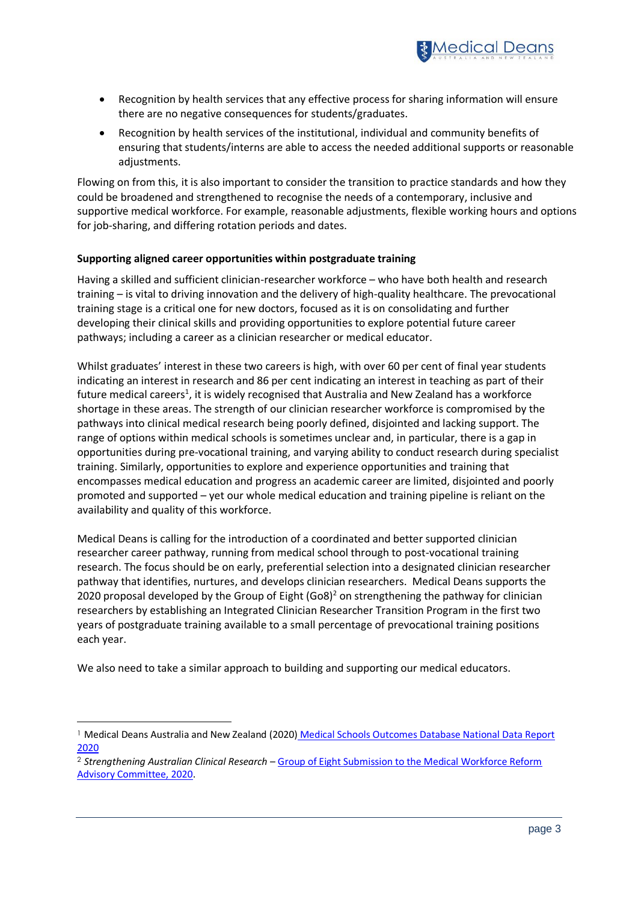- Recognition by health services that any effective process for sharing information will ensure there are no negative consequences for students/graduates.
- Recognition by health services of the institutional, individual and community benefits of ensuring that students/interns are able to access the needed additional supports or reasonable adjustments.

Flowing on from this, it is also important to consider the transition to practice standards and how they could be broadened and strengthened to recognise the needs of a contemporary, inclusive and supportive medical workforce. For example, reasonable adjustments, flexible working hours and options for job-sharing, and differing rotation periods and dates.

**Supporting aligned career opportunities within postgraduate training**

Having a skilled and sufficient clinician-researcher workforce – who have both health and research training – is vital to driving innovation and the delivery of high-quality healthcare. The prevocational training stage is a critical one for new doctors, focused as it is on consolidating and further developing their clinical skills and providing opportunities to explore potential future career pathways; including a career as a clinician researcher or medical educator.

Whilst graduates' interest in these two careers is high, with over 60 per cent of final year students indicating an interest in research and 86 per cent indicating an interest in teaching as part of their future medical careers[1], it is widely recognised that Australia and New Zealand has a workforce shortage in these areas. The strength of our clinician researcher workforce is compromised by the pathways into clinical medical research being poorly defined, disjointed and lacking support. The range of options within medical schools is sometimes unclear and, in particular, there is a gap in opportunities during pre-vocational training, and varying ability to conduct research during specialist training. Similarly, opportunities to explore and experience opportunities and training that encompasses medical education and progress an academic career are limited, disjointed and poorly promoted and supported – yet our whole medical education and training pipeline is reliant on the availability and quality of this workforce.

Medical Deans is calling for the introduction of a coordinated and better supported clinician researcher career pathway, running from medical school through to post-vocational training research. The focus should be on early, preferential selection into a designated clinician researcher pathway that identifies, nurtures, and develops clinician researchers. Medical Deans supports the 2020 proposal developed by the Group of Eight (Go8)[2] on strengthening the pathway for clinician researchers by establishing an Integrated Clinician Researcher Transition Program in the first two years of postgraduate training available to a small percentage of prevocational training positions each year.

We also need to take a similar approach to building and supporting our medical educators.

---

[1] Medical Deans Australia and New Zealand (2020) Medical Schools Outcomes Database National Data Report 2020

[2] *Strengthening Australian Clinical Research* – Group of Eight Submission to the Medical Workforce Reform Advisory Committee, 2020.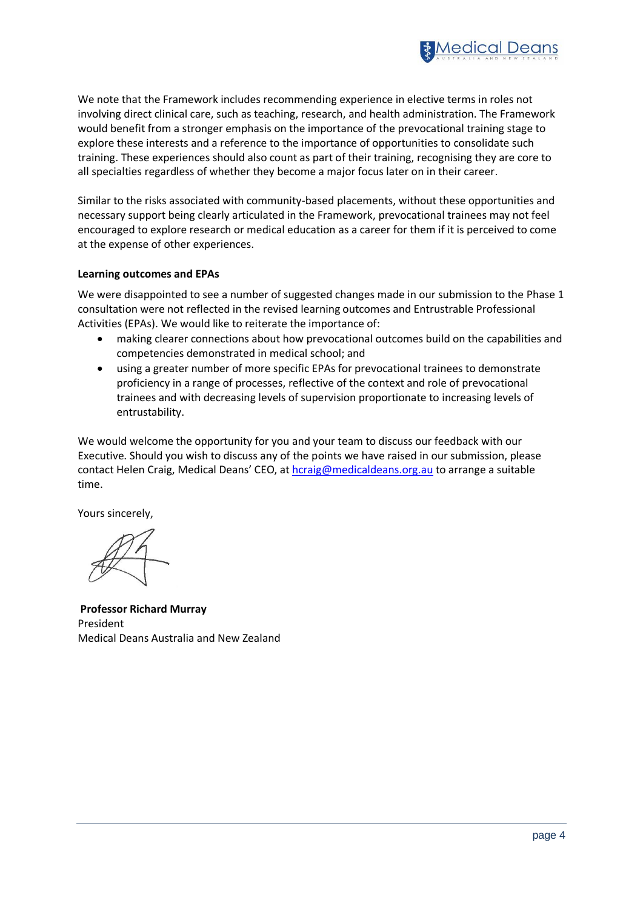We note that the Framework includes recommending experience in elective terms in roles not involving direct clinical care, such as teaching, research, and health administration. The Framework would benefit from a stronger emphasis on the importance of the prevocational training stage to explore these interests and a reference to the importance of opportunities to consolidate such training. These experiences should also count as part of their training, recognising they are core to all specialties regardless of whether they become a major focus later on in their career.

Similar to the risks associated with community-based placements, without these opportunities and necessary support being clearly articulated in the Framework, prevocational trainees may not feel encouraged to explore research or medical education as a career for them if it is perceived to come at the expense of other experiences.

**Learning outcomes and EPAs**

We were disappointed to see a number of suggested changes made in our submission to the Phase 1 consultation were not reflected in the revised learning outcomes and Entrustrable Professional Activities (EPAs). We would like to reiterate the importance of:

- making clearer connections about how prevocational outcomes build on the capabilities and competencies demonstrated in medical school; and
- using a greater number of more specific EPAs for prevocational trainees to demonstrate proficiency in a range of processes, reflective of the context and role of prevocational trainees and with decreasing levels of supervision proportionate to increasing levels of entrustability.

We would welcome the opportunity for you and your team to discuss our feedback with our Executive. Should you wish to discuss any of the points we have raised in our submission, please contact Helen Craig, Medical Deans' CEO, at hcraig@medicaldeans.org.au to arrange a suitable time.

Yours sincerely,

**Professor Richard Murray**
President
Medical Deans Australia and New Zealand